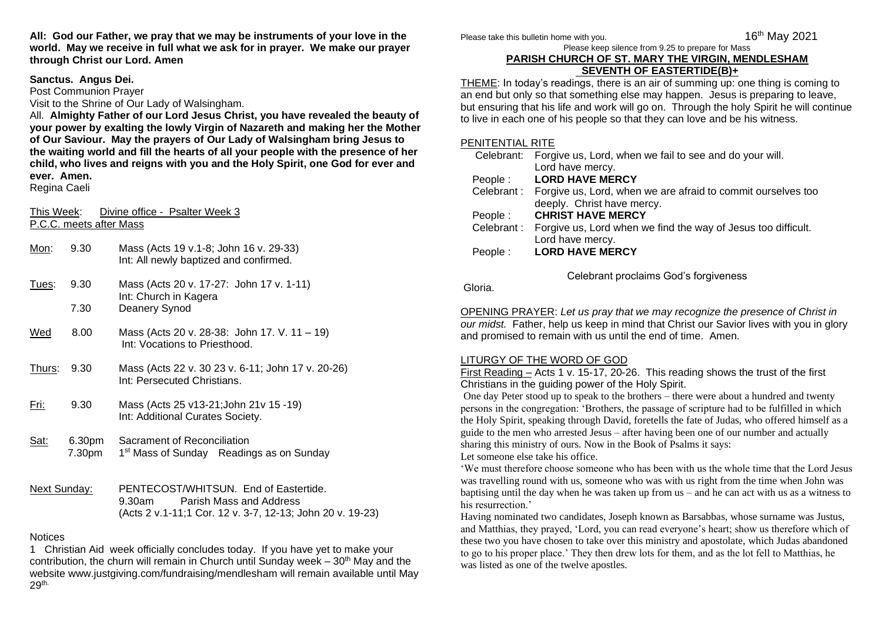**All: God our Father, we pray that we may be instruments of your love in the world. May we receive in full what we ask for in prayer. We make our prayer through Christ our Lord. Amen**

**Sanctus. Angus Dei.**

Post Communion Prayer

Visit to the Shrine of Our Lady of Walsingham.

All. **Almighty Father of our Lord Jesus Christ, you have revealed the beauty of your power by exalting the lowly Virgin of Nazareth and making her the Mother of Our Saviour. May the prayers of Our Lady of Walsingham bring Jesus to the waiting world and fill the hearts of all your people with the presence of her child, who lives and reigns with you and the Holy Spirit, one God for ever and ever. Amen.**

Regina Caeli

This Week: Divine office - Psalter Week 3

P.C.C. meets after Mass

| | | |
|---|---|---|
| Mon: | 9.30 | Mass (Acts 19 v.1-8; John 16 v. 29-33)<br>Int: All newly baptized and confirmed. |
| Tues: | 9.30 | Mass (Acts 20 v. 17-27: John 17 v. 1-11)<br>Int: Church in Kagera |
| | 7.30 | Deanery Synod |
| Wed | 8.00 | Mass (Acts 20 v. 28-38: John 17. V. 11 – 19)<br>Int: Vocations to Priesthood. |
| Thurs: | 9.30 | Mass (Acts 22 v. 30 23 v. 6-11; John 17 v. 20-26)<br>Int: Persecuted Christians. |
| Fri: | 9.30 | Mass (Acts 25 v13-21;John 21v 15 -19)<br>Int: Additional Curates Society. |
| Sat: | 6.30pm | Sacrament of Reconciliation |
| | 7.30pm | 1st Mass of Sunday Readings as on Sunday |

Next Sunday: PENTECOST/WHITSUN. End of Eastertide.
9.30am Parish Mass and Address
(Acts 2 v.1-11;1 Cor. 12 v. 3-7, 12-13; John 20 v. 19-23)

Notices

1 Christian Aid week officially concludes today. If you have yet to make your contribution, the churn will remain in Church until Sunday week – 30th May and the website www.justgiving.com/fundraising/mendlesham will remain available until May 29th.

Please take this bulletin home with you. 16th May 2021

Please keep silence from 9.25 to prepare for Mass

## PARISH CHURCH OF ST. MARY THE VIRGIN, MENDLESHAM
## SEVENTH OF EASTERTIDE(B)+

THEME: In today's readings, there is an air of summing up: one thing is coming to an end but only so that something else may happen. Jesus is preparing to leave, but ensuring that his life and work will go on. Through the holy Spirit he will continue to live in each one of his people so that they can love and be his witness.

PENITENTIAL RITE

| | |
|---|---|
| Celebrant: | Forgive us, Lord, when we fail to see and do your will. Lord have mercy. |
| People : | **LORD HAVE MERCY** |
| Celebrant : | Forgive us, Lord, when we are afraid to commit ourselves too deeply. Christ have mercy. |
| People : | **CHRIST HAVE MERCY** |
| Celebrant : | Forgive us, Lord when we find the way of Jesus too difficult. Lord have mercy. |
| People : | **LORD HAVE MERCY** |

Celebrant proclaims God's forgiveness

Gloria.

OPENING PRAYER: *Let us pray that we may recognize the presence of Christ in our midst.* Father, help us keep in mind that Christ our Savior lives with you in glory and promised to remain with us until the end of time. Amen.

LITURGY OF THE WORD OF GOD

First Reading – Acts 1 v. 15-17, 20-26. This reading shows the trust of the first Christians in the guiding power of the Holy Spirit.

One day Peter stood up to speak to the brothers – there were about a hundred and twenty persons in the congregation: 'Brothers, the passage of scripture had to be fulfilled in which the Holy Spirit, speaking through David, foretells the fate of Judas, who offered himself as a guide to the men who arrested Jesus – after having been one of our number and actually sharing this ministry of ours. Now in the Book of Psalms it says:

Let someone else take his office.

'We must therefore choose someone who has been with us the whole time that the Lord Jesus was travelling round with us, someone who was with us right from the time when John was baptising until the day when he was taken up from us – and he can act with us as a witness to his resurrection.'

Having nominated two candidates, Joseph known as Barsabbas, whose surname was Justus, and Matthias, they prayed, 'Lord, you can read everyone's heart; show us therefore which of these two you have chosen to take over this ministry and apostolate, which Judas abandoned to go to his proper place.' They then drew lots for them, and as the lot fell to Matthias, he was listed as one of the twelve apostles.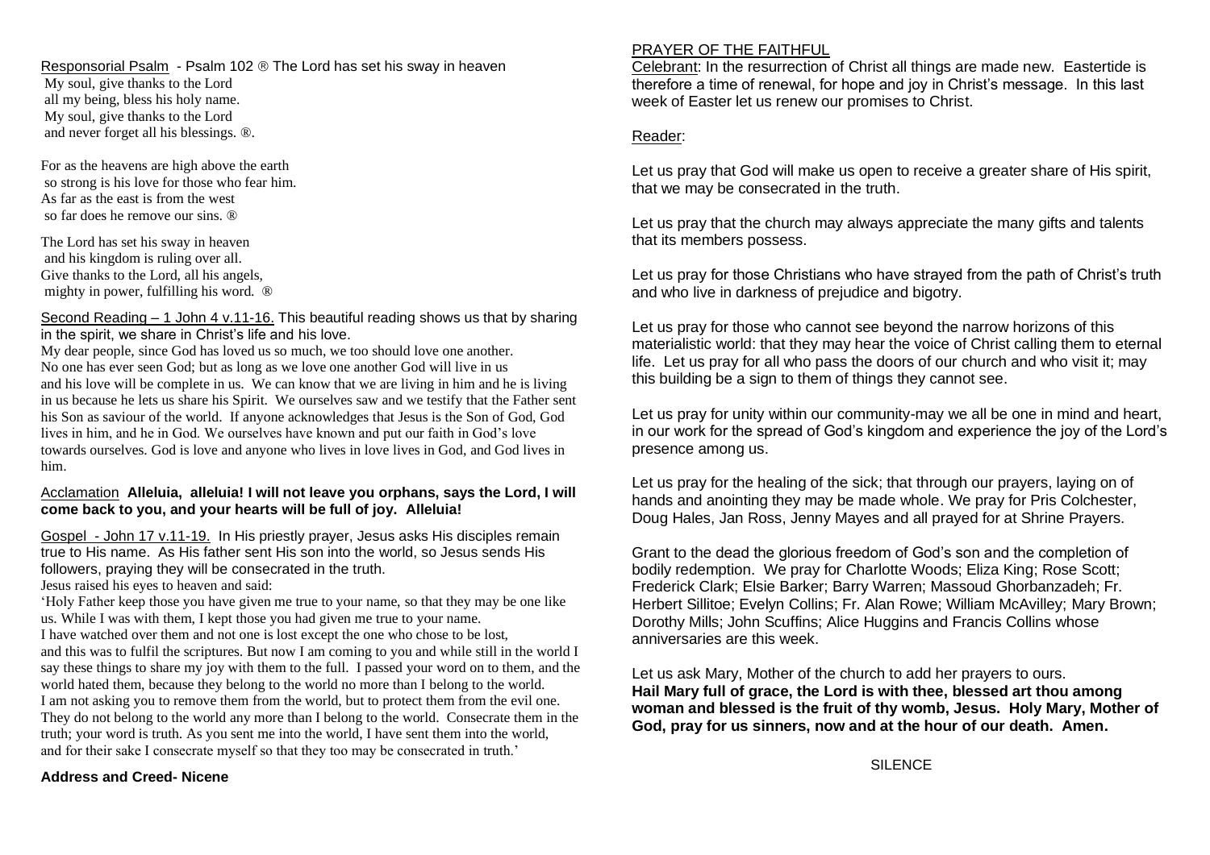Responsorial Psalm - Psalm 102 ® The Lord has set his sway in heaven

My soul, give thanks to the Lord
all my being, bless his holy name.
My soul, give thanks to the Lord
and never forget all his blessings. ®.

For as the heavens are high above the earth
so strong is his love for those who fear him.
As far as the east is from the west
so far does he remove our sins. ®

The Lord has set his sway in heaven
and his kingdom is ruling over all.
Give thanks to the Lord, all his angels,
mighty in power, fulfilling his word. ®

Second Reading – 1 John 4 v.11-16. This beautiful reading shows us that by sharing in the spirit, we share in Christ's life and his love.

My dear people, since God has loved us so much, we too should love one another. No one has ever seen God; but as long as we love one another God will live in us and his love will be complete in us. We can know that we are living in him and he is living in us because he lets us share his Spirit. We ourselves saw and we testify that the Father sent his Son as saviour of the world. If anyone acknowledges that Jesus is the Son of God, God lives in him, and he in God. We ourselves have known and put our faith in God's love towards ourselves. God is love and anyone who lives in love lives in God, and God lives in him.

Acclamation **Alleluia, alleluia! I will not leave you orphans, says the Lord, I will come back to you, and your hearts will be full of joy. Alleluia!**

Gospel - John 17 v.11-19. In His priestly prayer, Jesus asks His disciples remain true to His name. As His father sent His son into the world, so Jesus sends His followers, praying they will be consecrated in the truth.

Jesus raised his eyes to heaven and said:

'Holy Father keep those you have given me true to your name, so that they may be one like us. While I was with them, I kept those you had given me true to your name.
I have watched over them and not one is lost except the one who chose to be lost, and this was to fulfil the scriptures. But now I am coming to you and while still in the world I say these things to share my joy with them to the full. I passed your word on to them, and the world hated them, because they belong to the world no more than I belong to the world.
I am not asking you to remove them from the world, but to protect them from the evil one. They do not belong to the world any more than I belong to the world. Consecrate them in the truth; your word is truth. As you sent me into the world, I have sent them into the world, and for their sake I consecrate myself so that they too may be consecrated in truth.'

**Address and Creed- Nicene**

PRAYER OF THE FAITHFUL

Celebrant: In the resurrection of Christ all things are made new. Eastertide is therefore a time of renewal, for hope and joy in Christ's message. In this last week of Easter let us renew our promises to Christ.

Reader:

Let us pray that God will make us open to receive a greater share of His spirit, that we may be consecrated in the truth.

Let us pray that the church may always appreciate the many gifts and talents that its members possess.

Let us pray for those Christians who have strayed from the path of Christ's truth and who live in darkness of prejudice and bigotry.

Let us pray for those who cannot see beyond the narrow horizons of this materialistic world: that they may hear the voice of Christ calling them to eternal life. Let us pray for all who pass the doors of our church and who visit it; may this building be a sign to them of things they cannot see.

Let us pray for unity within our community-may we all be one in mind and heart, in our work for the spread of God's kingdom and experience the joy of the Lord's presence among us.

Let us pray for the healing of the sick; that through our prayers, laying on of hands and anointing they may be made whole. We pray for Pris Colchester, Doug Hales, Jan Ross, Jenny Mayes and all prayed for at Shrine Prayers.

Grant to the dead the glorious freedom of God's son and the completion of bodily redemption. We pray for Charlotte Woods; Eliza King; Rose Scott; Frederick Clark; Elsie Barker; Barry Warren; Massoud Ghorbanzadeh; Fr. Herbert Sillitoe; Evelyn Collins; Fr. Alan Rowe; William McAvilley; Mary Brown; Dorothy Mills; John Scuffins; Alice Huggins and Francis Collins whose anniversaries are this week.

Let us ask Mary, Mother of the church to add her prayers to ours.
**Hail Mary full of grace, the Lord is with thee, blessed art thou among woman and blessed is the fruit of thy womb, Jesus. Holy Mary, Mother of God, pray for us sinners, now and at the hour of our death. Amen.**

SILENCE